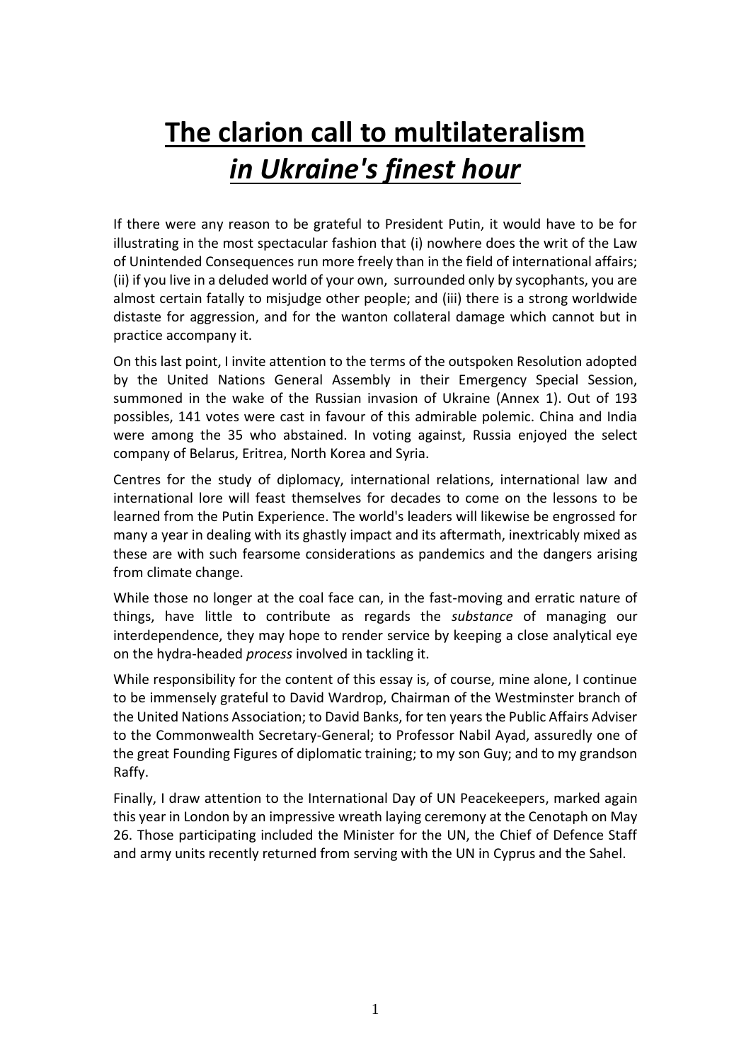# **The clarion call to multilateralism** ***in Ukraine's finest hour***

If there were any reason to be grateful to President Putin, it would have to be for illustrating in the most spectacular fashion that (i) nowhere does the writ of the Law of Unintended Consequences run more freely than in the field of international affairs; (ii) if you live in a deluded world of your own, surrounded only by sycophants, you are almost certain fatally to misjudge other people; and (iii) there is a strong worldwide distaste for aggression, and for the wanton collateral damage which cannot but in practice accompany it.

On this last point, I invite attention to the terms of the outspoken Resolution adopted by the United Nations General Assembly in their Emergency Special Session, summoned in the wake of the Russian invasion of Ukraine (Annex 1). Out of 193 possibles, 141 votes were cast in favour of this admirable polemic. China and India were among the 35 who abstained. In voting against, Russia enjoyed the select company of Belarus, Eritrea, North Korea and Syria.

Centres for the study of diplomacy, international relations, international law and international lore will feast themselves for decades to come on the lessons to be learned from the Putin Experience. The world's leaders will likewise be engrossed for many a year in dealing with its ghastly impact and its aftermath, inextricably mixed as these are with such fearsome considerations as pandemics and the dangers arising from climate change.

While those no longer at the coal face can, in the fast-moving and erratic nature of things, have little to contribute as regards the *substance* of managing our interdependence, they may hope to render service by keeping a close analytical eye on the hydra-headed *process* involved in tackling it.

While responsibility for the content of this essay is, of course, mine alone, I continue to be immensely grateful to David Wardrop, Chairman of the Westminster branch of the United Nations Association; to David Banks, for ten years the Public Affairs Adviser to the Commonwealth Secretary-General; to Professor Nabil Ayad, assuredly one of the great Founding Figures of diplomatic training; to my son Guy; and to my grandson Raffy.

Finally, I draw attention to the International Day of UN Peacekeepers, marked again this year in London by an impressive wreath laying ceremony at the Cenotaph on May 26. Those participating included the Minister for the UN, the Chief of Defence Staff and army units recently returned from serving with the UN in Cyprus and the Sahel.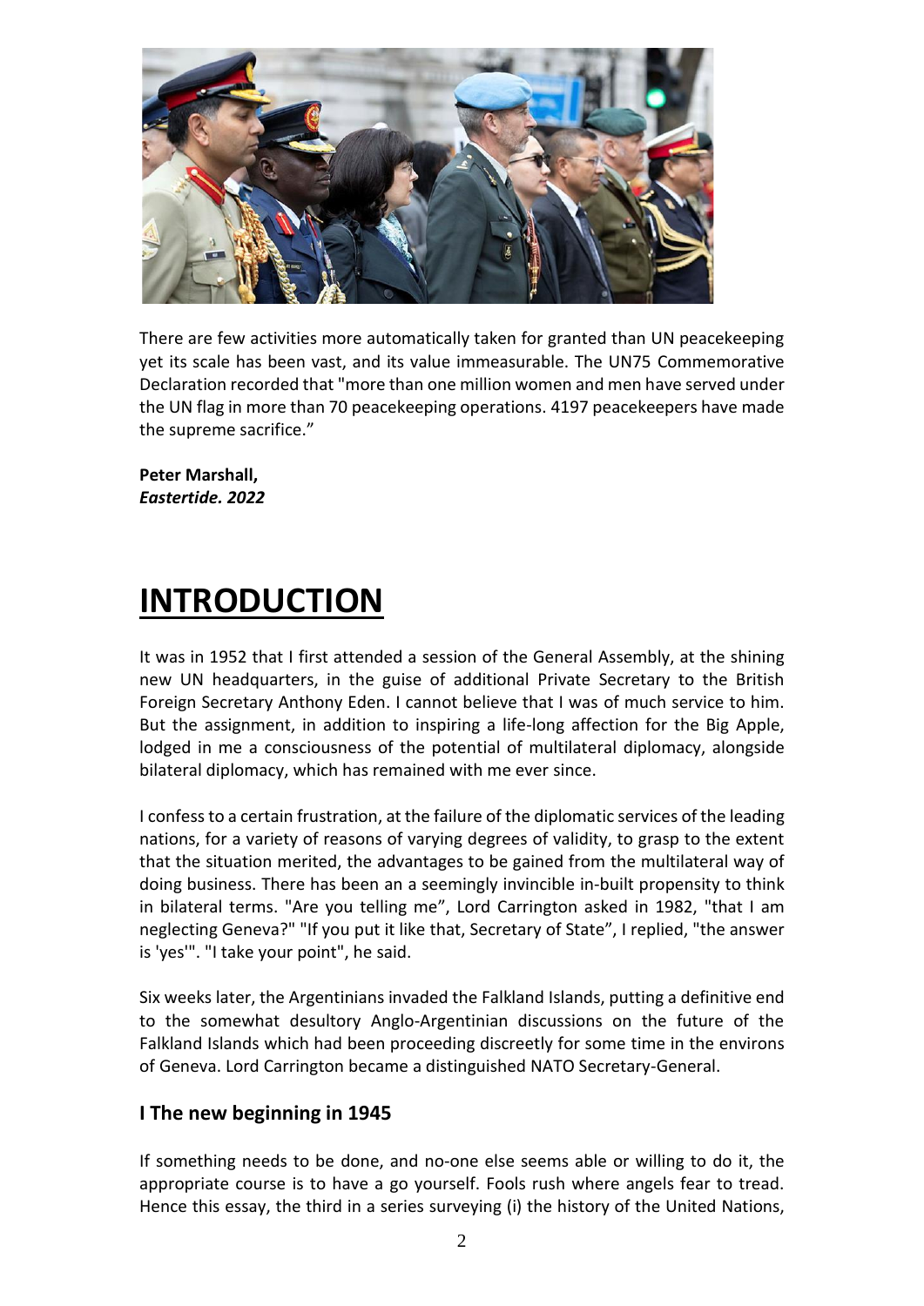There are few activities more automatically taken for granted than UN peacekeeping yet its scale has been vast, and its value immeasurable. The UN75 Commemorative Declaration recorded that "more than one million women and men have served under the UN flag in more than 70 peacekeeping operations. 4197 peacekeepers have made the supreme sacrifice."

**Peter Marshall,**
***Eastertide. 2022***

# INTRODUCTION

It was in 1952 that I first attended a session of the General Assembly, at the shining new UN headquarters, in the guise of additional Private Secretary to the British Foreign Secretary Anthony Eden. I cannot believe that I was of much service to him. But the assignment, in addition to inspiring a life-long affection for the Big Apple, lodged in me a consciousness of the potential of multilateral diplomacy, alongside bilateral diplomacy, which has remained with me ever since.

I confess to a certain frustration, at the failure of the diplomatic services of the leading nations, for a variety of reasons of varying degrees of validity, to grasp to the extent that the situation merited, the advantages to be gained from the multilateral way of doing business. There has been an a seemingly invincible in-built propensity to think in bilateral terms. "Are you telling me", Lord Carrington asked in 1982, "that I am neglecting Geneva?" "If you put it like that, Secretary of State", I replied, "the answer is 'yes'". "I take your point", he said.

Six weeks later, the Argentinians invaded the Falkland Islands, putting a definitive end to the somewhat desultory Anglo-Argentinian discussions on the future of the Falkland Islands which had been proceeding discreetly for some time in the environs of Geneva. Lord Carrington became a distinguished NATO Secretary-General.

### I The new beginning in 1945

If something needs to be done, and no-one else seems able or willing to do it, the appropriate course is to have a go yourself. Fools rush where angels fear to tread. Hence this essay, the third in a series surveying (i) the history of the United Nations,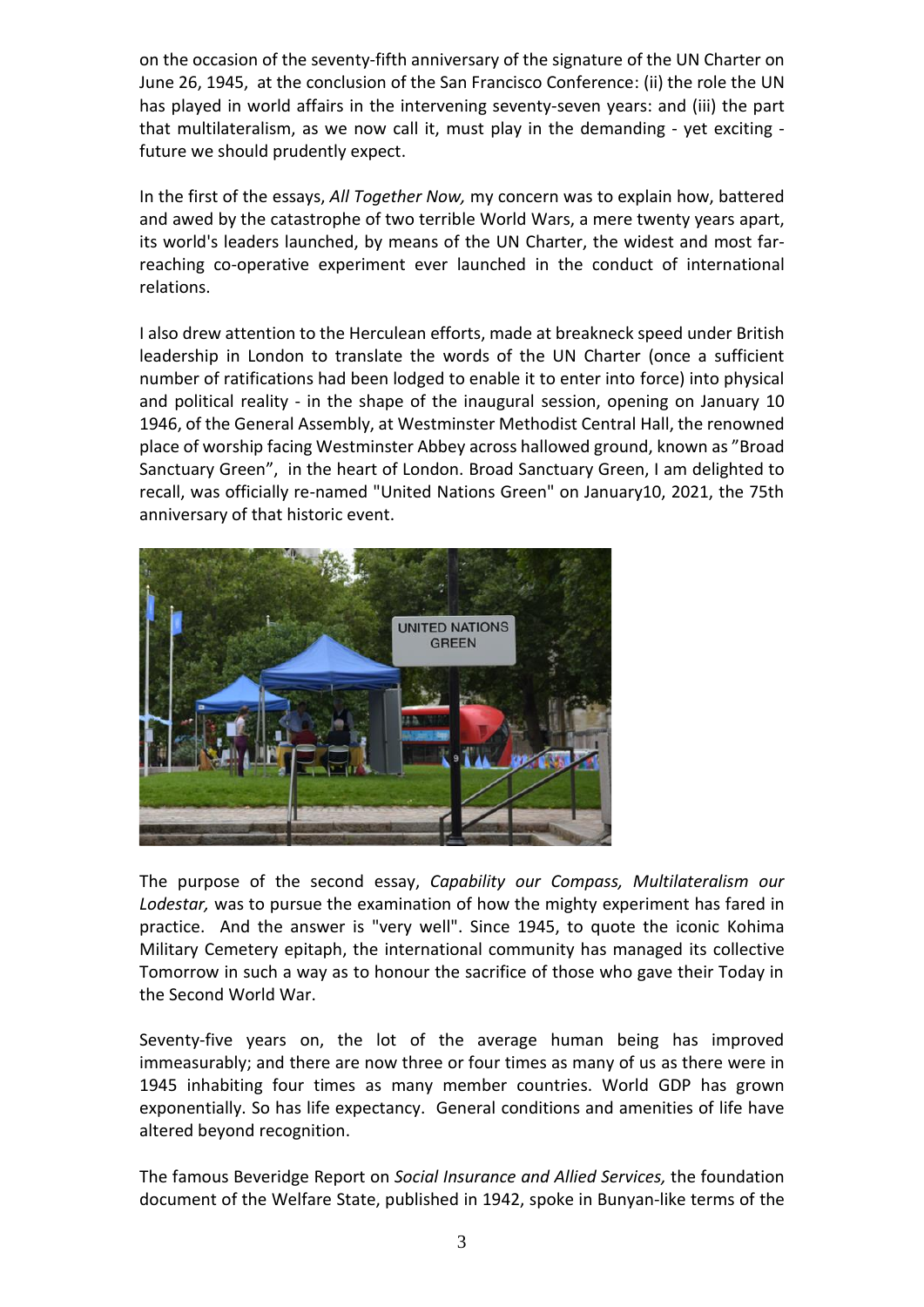on the occasion of the seventy-fifth anniversary of the signature of the UN Charter on June 26, 1945, at the conclusion of the San Francisco Conference: (ii) the role the UN has played in world affairs in the intervening seventy-seven years: and (iii) the part that multilateralism, as we now call it, must play in the demanding - yet exciting - future we should prudently expect.

In the first of the essays, *All Together Now,* my concern was to explain how, battered and awed by the catastrophe of two terrible World Wars, a mere twenty years apart, its world's leaders launched, by means of the UN Charter, the widest and most far-reaching co-operative experiment ever launched in the conduct of international relations.

I also drew attention to the Herculean efforts, made at breakneck speed under British leadership in London to translate the words of the UN Charter (once a sufficient number of ratifications had been lodged to enable it to enter into force) into physical and political reality - in the shape of the inaugural session, opening on January 10 1946, of the General Assembly, at Westminster Methodist Central Hall, the renowned place of worship facing Westminster Abbey across hallowed ground, known as "Broad Sanctuary Green", in the heart of London. Broad Sanctuary Green, I am delighted to recall, was officially re-named "United Nations Green" on January10, 2021, the 75th anniversary of that historic event.

The purpose of the second essay, *Capability our Compass, Multilateralism our Lodestar,* was to pursue the examination of how the mighty experiment has fared in practice. And the answer is "very well". Since 1945, to quote the iconic Kohima Military Cemetery epitaph, the international community has managed its collective Tomorrow in such a way as to honour the sacrifice of those who gave their Today in the Second World War.

Seventy-five years on, the lot of the average human being has improved immeasurably; and there are now three or four times as many of us as there were in 1945 inhabiting four times as many member countries. World GDP has grown exponentially. So has life expectancy. General conditions and amenities of life have altered beyond recognition.

The famous Beveridge Report on *Social Insurance and Allied Services,* the foundation document of the Welfare State, published in 1942, spoke in Bunyan-like terms of the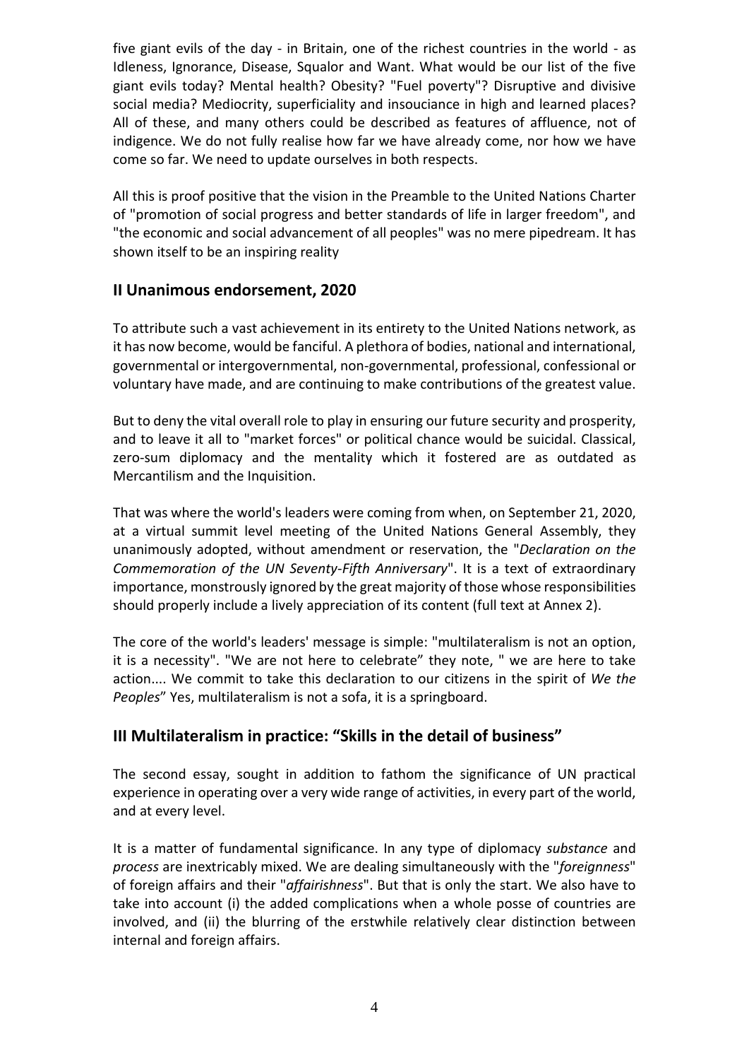five giant evils of the day - in Britain, one of the richest countries in the world - as Idleness, Ignorance, Disease, Squalor and Want. What would be our list of the five giant evils today? Mental health? Obesity? "Fuel poverty"? Disruptive and divisive social media? Mediocrity, superficiality and insouciance in high and learned places? All of these, and many others could be described as features of affluence, not of indigence. We do not fully realise how far we have already come, nor how we have come so far. We need to update ourselves in both respects.

All this is proof positive that the vision in the Preamble to the United Nations Charter of "promotion of social progress and better standards of life in larger freedom", and "the economic and social advancement of all peoples" was no mere pipedream. It has shown itself to be an inspiring reality

## II Unanimous endorsement, 2020

To attribute such a vast achievement in its entirety to the United Nations network, as it has now become, would be fanciful. A plethora of bodies, national and international, governmental or intergovernmental, non-governmental, professional, confessional or voluntary have made, and are continuing to make contributions of the greatest value.

But to deny the vital overall role to play in ensuring our future security and prosperity, and to leave it all to "market forces" or political chance would be suicidal. Classical, zero-sum diplomacy and the mentality which it fostered are as outdated as Mercantilism and the Inquisition.

That was where the world's leaders were coming from when, on September 21, 2020, at a virtual summit level meeting of the United Nations General Assembly, they unanimously adopted, without amendment or reservation, the "*Declaration on the Commemoration of the UN Seventy-Fifth Anniversary*". It is a text of extraordinary importance, monstrously ignored by the great majority of those whose responsibilities should properly include a lively appreciation of its content (full text at Annex 2).

The core of the world's leaders' message is simple: "multilateralism is not an option, it is a necessity". "We are not here to celebrate" they note, " we are here to take action.... We commit to take this declaration to our citizens in the spirit of *We the Peoples*" Yes, multilateralism is not a sofa, it is a springboard.

## III Multilateralism in practice: "Skills in the detail of business"

The second essay, sought in addition to fathom the significance of UN practical experience in operating over a very wide range of activities, in every part of the world, and at every level.

It is a matter of fundamental significance. In any type of diplomacy *substance* and *process* are inextricably mixed. We are dealing simultaneously with the "*foreignness*" of foreign affairs and their "*affairishness*". But that is only the start. We also have to take into account (i) the added complications when a whole posse of countries are involved, and (ii) the blurring of the erstwhile relatively clear distinction between internal and foreign affairs.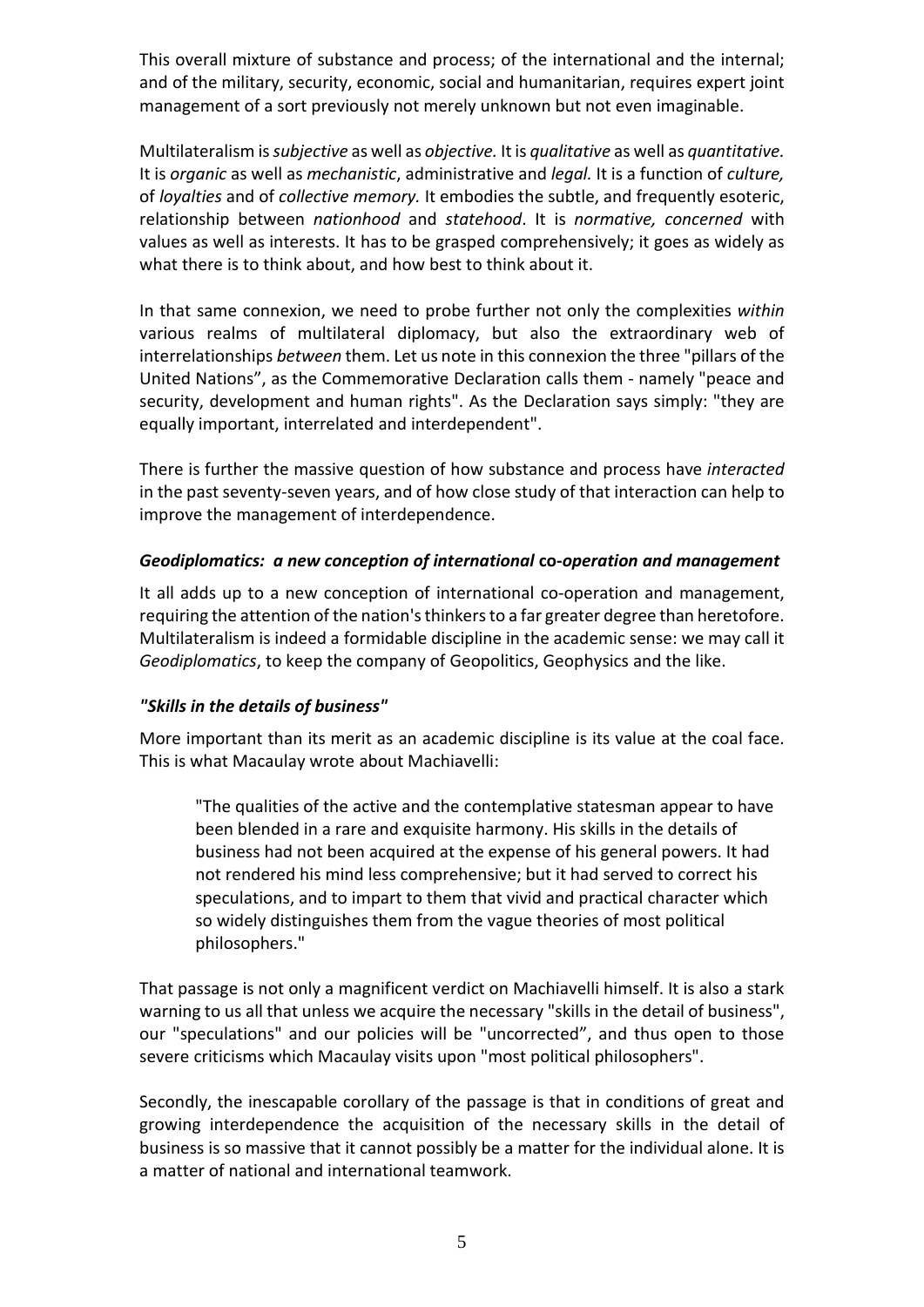This overall mixture of substance and process; of the international and the internal; and of the military, security, economic, social and humanitarian, requires expert joint management of a sort previously not merely unknown but not even imaginable.

Multilateralism is *subjective* as well as *objective.* It is *qualitative* as well as *quantitative.* It is *organic* as well as *mechanistic*, administrative and *legal.* It is a function of *culture,* of *loyalties* and of *collective memory.* It embodies the subtle, and frequently esoteric, relationship between *nationhood* and *statehood*. It is *normative, concerned* with values as well as interests. It has to be grasped comprehensively; it goes as widely as what there is to think about, and how best to think about it.

In that same connexion, we need to probe further not only the complexities *within* various realms of multilateral diplomacy, but also the extraordinary web of interrelationships *between* them. Let us note in this connexion the three "pillars of the United Nations", as the Commemorative Declaration calls them - namely "peace and security, development and human rights". As the Declaration says simply: "they are equally important, interrelated and interdependent".

There is further the massive question of how substance and process have *interacted* in the past seventy-seven years, and of how close study of that interaction can help to improve the management of interdependence.

### *Geodiplomatics: a new conception of international* co-*operation and management*

It all adds up to a new conception of international co-operation and management, requiring the attention of the nation's thinkers to a far greater degree than heretofore. Multilateralism is indeed a formidable discipline in the academic sense: we may call it *Geodiplomatics*, to keep the company of Geopolitics, Geophysics and the like.

### *"Skills in the details of business"*

More important than its merit as an academic discipline is its value at the coal face. This is what Macaulay wrote about Machiavelli:

> "The qualities of the active and the contemplative statesman appear to have been blended in a rare and exquisite harmony. His skills in the details of business had not been acquired at the expense of his general powers. It had not rendered his mind less comprehensive; but it had served to correct his speculations, and to impart to them that vivid and practical character which so widely distinguishes them from the vague theories of most political philosophers."

That passage is not only a magnificent verdict on Machiavelli himself. It is also a stark warning to us all that unless we acquire the necessary "skills in the detail of business", our "speculations" and our policies will be "uncorrected", and thus open to those severe criticisms which Macaulay visits upon "most political philosophers".

Secondly, the inescapable corollary of the passage is that in conditions of great and growing interdependence the acquisition of the necessary skills in the detail of business is so massive that it cannot possibly be a matter for the individual alone. It is a matter of national and international teamwork.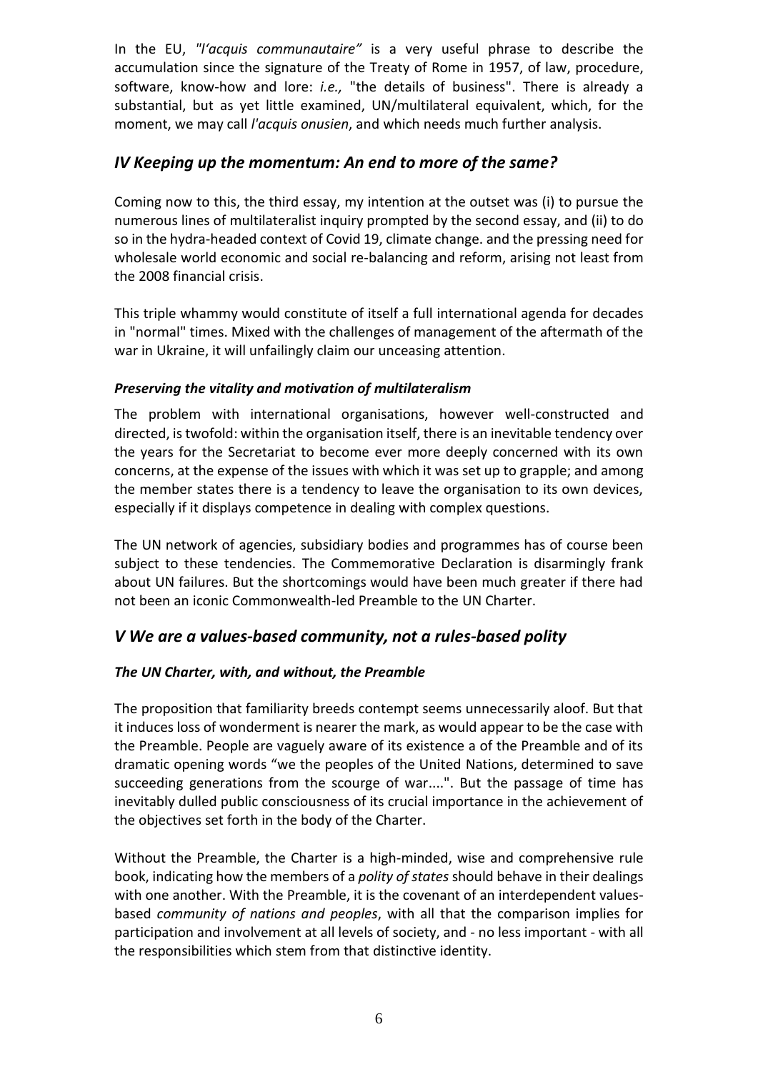In the EU, *"l'acquis communautaire"* is a very useful phrase to describe the accumulation since the signature of the Treaty of Rome in 1957, of law, procedure, software, know-how and lore: *i.e.,* "the details of business". There is already a substantial, but as yet little examined, UN/multilateral equivalent, which, for the moment, we may call *l'acquis onusien*, and which needs much further analysis.

## *IV Keeping up the momentum: An end to more of the same?*

Coming now to this, the third essay, my intention at the outset was (i) to pursue the numerous lines of multilateralist inquiry prompted by the second essay, and (ii) to do so in the hydra-headed context of Covid 19, climate change. and the pressing need for wholesale world economic and social re-balancing and reform, arising not least from the 2008 financial crisis.

This triple whammy would constitute of itself a full international agenda for decades in "normal" times. Mixed with the challenges of management of the aftermath of the war in Ukraine, it will unfailingly claim our unceasing attention.

### *Preserving the vitality and motivation of multilateralism*

The problem with international organisations, however well-constructed and directed, is twofold: within the organisation itself, there is an inevitable tendency over the years for the Secretariat to become ever more deeply concerned with its own concerns, at the expense of the issues with which it was set up to grapple; and among the member states there is a tendency to leave the organisation to its own devices, especially if it displays competence in dealing with complex questions.

The UN network of agencies, subsidiary bodies and programmes has of course been subject to these tendencies. The Commemorative Declaration is disarmingly frank about UN failures. But the shortcomings would have been much greater if there had not been an iconic Commonwealth-led Preamble to the UN Charter.

## *V We are a values-based community, not a rules-based polity*

### *The UN Charter, with, and without, the Preamble*

The proposition that familiarity breeds contempt seems unnecessarily aloof. But that it induces loss of wonderment is nearer the mark, as would appear to be the case with the Preamble. People are vaguely aware of its existence a of the Preamble and of its dramatic opening words "we the peoples of the United Nations, determined to save succeeding generations from the scourge of war....". But the passage of time has inevitably dulled public consciousness of its crucial importance in the achievement of the objectives set forth in the body of the Charter.

Without the Preamble, the Charter is a high-minded, wise and comprehensive rule book, indicating how the members of a *polity of states* should behave in their dealings with one another. With the Preamble, it is the covenant of an interdependent values-based *community of nations and peoples*, with all that the comparison implies for participation and involvement at all levels of society, and - no less important - with all the responsibilities which stem from that distinctive identity.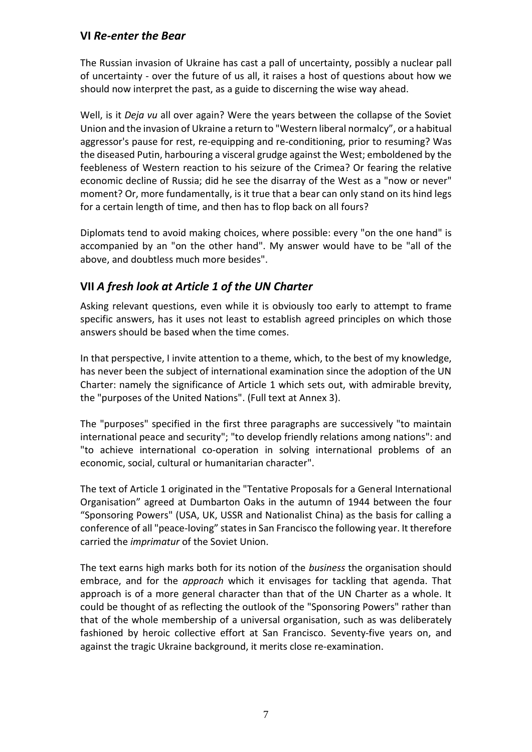## VI *Re-enter the Bear*

The Russian invasion of Ukraine has cast a pall of uncertainty, possibly a nuclear pall of uncertainty - over the future of us all, it raises a host of questions about how we should now interpret the past, as a guide to discerning the wise way ahead.

Well, is it *Deja vu* all over again? Were the years between the collapse of the Soviet Union and the invasion of Ukraine a return to "Western liberal normalcy", or a habitual aggressor's pause for rest, re-equipping and re-conditioning, prior to resuming? Was the diseased Putin, harbouring a visceral grudge against the West; emboldened by the feebleness of Western reaction to his seizure of the Crimea? Or fearing the relative economic decline of Russia; did he see the disarray of the West as a "now or never" moment? Or, more fundamentally, is it true that a bear can only stand on its hind legs for a certain length of time, and then has to flop back on all fours?

Diplomats tend to avoid making choices, where possible: every "on the one hand" is accompanied by an "on the other hand". My answer would have to be "all of the above, and doubtless much more besides".

## VII *A fresh look at Article 1 of the UN Charter*

Asking relevant questions, even while it is obviously too early to attempt to frame specific answers, has it uses not least to establish agreed principles on which those answers should be based when the time comes.

In that perspective, I invite attention to a theme, which, to the best of my knowledge, has never been the subject of international examination since the adoption of the UN Charter: namely the significance of Article 1 which sets out, with admirable brevity, the "purposes of the United Nations". (Full text at Annex 3).

The "purposes" specified in the first three paragraphs are successively "to maintain international peace and security"; "to develop friendly relations among nations": and "to achieve international co-operation in solving international problems of an economic, social, cultural or humanitarian character".

The text of Article 1 originated in the "Tentative Proposals for a General International Organisation" agreed at Dumbarton Oaks in the autumn of 1944 between the four "Sponsoring Powers" (USA, UK, USSR and Nationalist China) as the basis for calling a conference of all "peace-loving" states in San Francisco the following year. It therefore carried the *imprimatur* of the Soviet Union.

The text earns high marks both for its notion of the *business* the organisation should embrace, and for the *approach* which it envisages for tackling that agenda. That approach is of a more general character than that of the UN Charter as a whole. It could be thought of as reflecting the outlook of the "Sponsoring Powers" rather than that of the whole membership of a universal organisation, such as was deliberately fashioned by heroic collective effort at San Francisco. Seventy-five years on, and against the tragic Ukraine background, it merits close re-examination.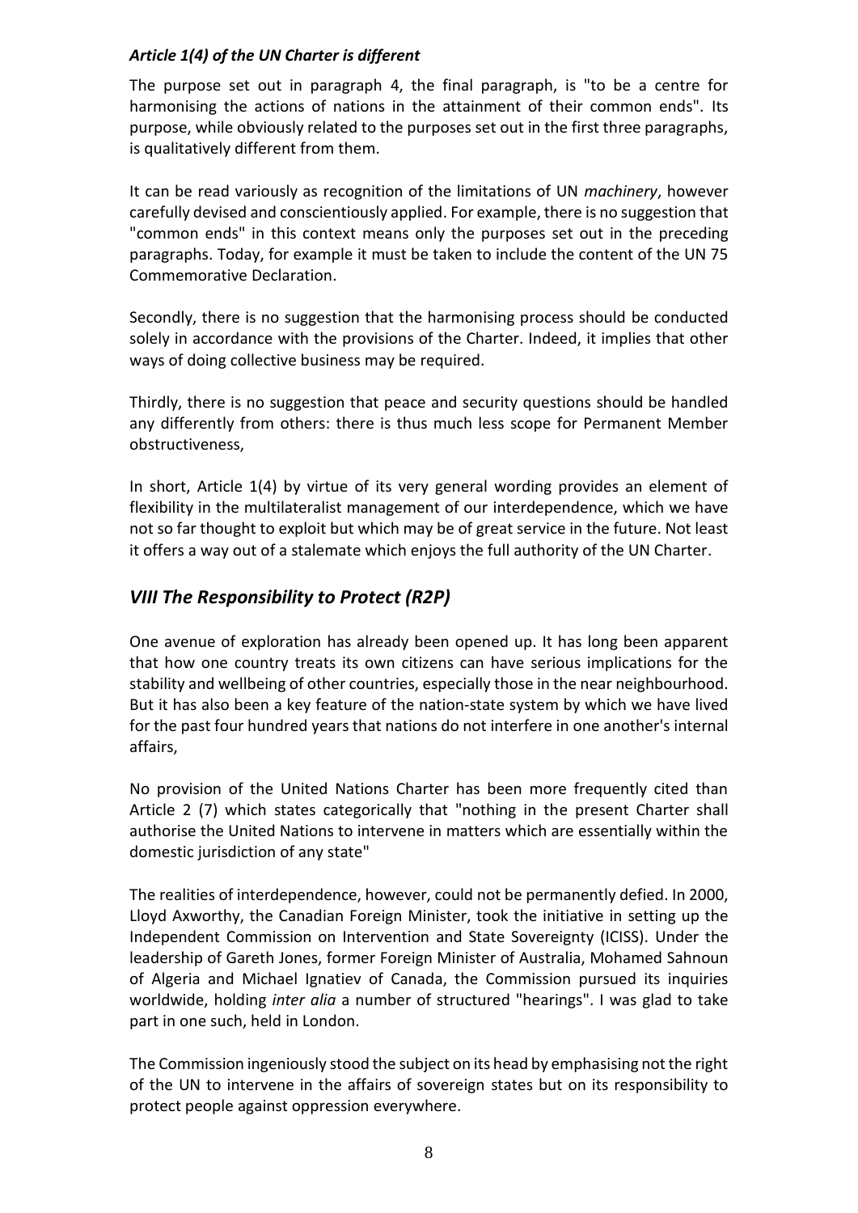### *Article 1(4) of the UN Charter is different*

The purpose set out in paragraph 4, the final paragraph, is "to be a centre for harmonising the actions of nations in the attainment of their common ends". Its purpose, while obviously related to the purposes set out in the first three paragraphs, is qualitatively different from them.

It can be read variously as recognition of the limitations of UN *machinery*, however carefully devised and conscientiously applied. For example, there is no suggestion that "common ends" in this context means only the purposes set out in the preceding paragraphs. Today, for example it must be taken to include the content of the UN 75 Commemorative Declaration.

Secondly, there is no suggestion that the harmonising process should be conducted solely in accordance with the provisions of the Charter. Indeed, it implies that other ways of doing collective business may be required.

Thirdly, there is no suggestion that peace and security questions should be handled any differently from others: there is thus much less scope for Permanent Member obstructiveness,

In short, Article 1(4) by virtue of its very general wording provides an element of flexibility in the multilateralist management of our interdependence, which we have not so far thought to exploit but which may be of great service in the future. Not least it offers a way out of a stalemate which enjoys the full authority of the UN Charter.

## *VIII The Responsibility to Protect (R2P)*

One avenue of exploration has already been opened up. It has long been apparent that how one country treats its own citizens can have serious implications for the stability and wellbeing of other countries, especially those in the near neighbourhood. But it has also been a key feature of the nation-state system by which we have lived for the past four hundred years that nations do not interfere in one another's internal affairs,

No provision of the United Nations Charter has been more frequently cited than Article 2 (7) which states categorically that "nothing in the present Charter shall authorise the United Nations to intervene in matters which are essentially within the domestic jurisdiction of any state"

The realities of interdependence, however, could not be permanently defied. In 2000, Lloyd Axworthy, the Canadian Foreign Minister, took the initiative in setting up the Independent Commission on Intervention and State Sovereignty (ICISS). Under the leadership of Gareth Jones, former Foreign Minister of Australia, Mohamed Sahnoun of Algeria and Michael Ignatiev of Canada, the Commission pursued its inquiries worldwide, holding *inter alia* a number of structured "hearings". I was glad to take part in one such, held in London.

The Commission ingeniously stood the subject on its head by emphasising not the right of the UN to intervene in the affairs of sovereign states but on its responsibility to protect people against oppression everywhere.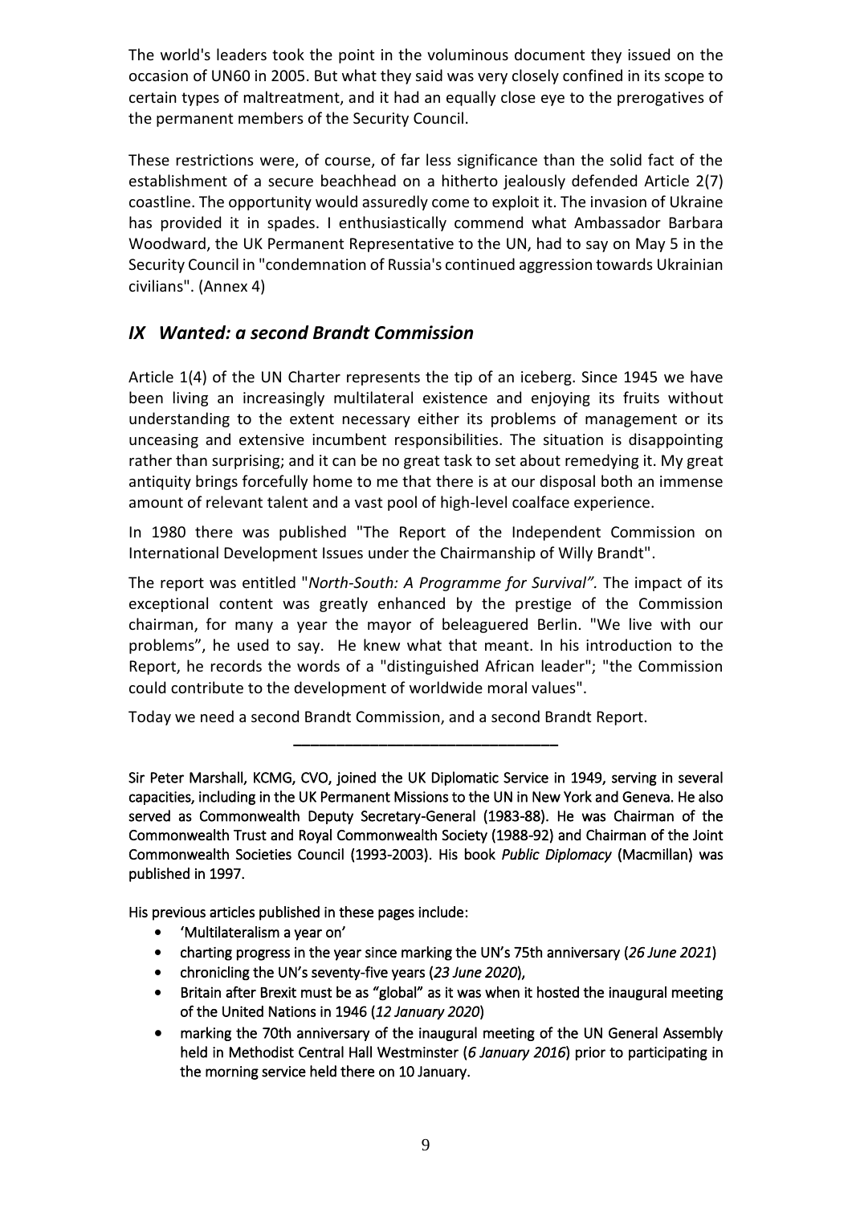The world's leaders took the point in the voluminous document they issued on the occasion of UN60 in 2005. But what they said was very closely confined in its scope to certain types of maltreatment, and it had an equally close eye to the prerogatives of the permanent members of the Security Council.

These restrictions were, of course, of far less significance than the solid fact of the establishment of a secure beachhead on a hitherto jealously defended Article 2(7) coastline. The opportunity would assuredly come to exploit it. The invasion of Ukraine has provided it in spades. I enthusiastically commend what Ambassador Barbara Woodward, the UK Permanent Representative to the UN, had to say on May 5 in the Security Council in "condemnation of Russia's continued aggression towards Ukrainian civilians". (Annex 4)

## *IX Wanted: a second Brandt Commission*

Article 1(4) of the UN Charter represents the tip of an iceberg. Since 1945 we have been living an increasingly multilateral existence and enjoying its fruits without understanding to the extent necessary either its problems of management or its unceasing and extensive incumbent responsibilities. The situation is disappointing rather than surprising; and it can be no great task to set about remedying it. My great antiquity brings forcefully home to me that there is at our disposal both an immense amount of relevant talent and a vast pool of high-level coalface experience.

In 1980 there was published "The Report of the Independent Commission on International Development Issues under the Chairmanship of Willy Brandt".

The report was entitled "*North-South: A Programme for Survival".* The impact of its exceptional content was greatly enhanced by the prestige of the Commission chairman, for many a year the mayor of beleaguered Berlin. "We live with our problems", he used to say. He knew what that meant. In his introduction to the Report, he records the words of a "distinguished African leader"; "the Commission could contribute to the development of worldwide moral values".

Today we need a second Brandt Commission, and a second Brandt Report.

---

Sir Peter Marshall, KCMG, CVO, joined the UK Diplomatic Service in 1949, serving in several capacities, including in the UK Permanent Missions to the UN in New York and Geneva. He also served as Commonwealth Deputy Secretary-General (1983-88). He was Chairman of the Commonwealth Trust and Royal Commonwealth Society (1988-92) and Chairman of the Joint Commonwealth Societies Council (1993-2003). His book *Public Diplomacy* (Macmillan) was published in 1997.

His previous articles published in these pages include:

- 'Multilateralism a year on'
- charting progress in the year since marking the UN's 75th anniversary (*26 June 2021*)
- chronicling the UN's seventy-five years (*23 June 2020*),
- Britain after Brexit must be as "global" as it was when it hosted the inaugural meeting of the United Nations in 1946 (*12 January 2020*)
- marking the 70th anniversary of the inaugural meeting of the UN General Assembly held in Methodist Central Hall Westminster (*6 January 2016*) prior to participating in the morning service held there on 10 January.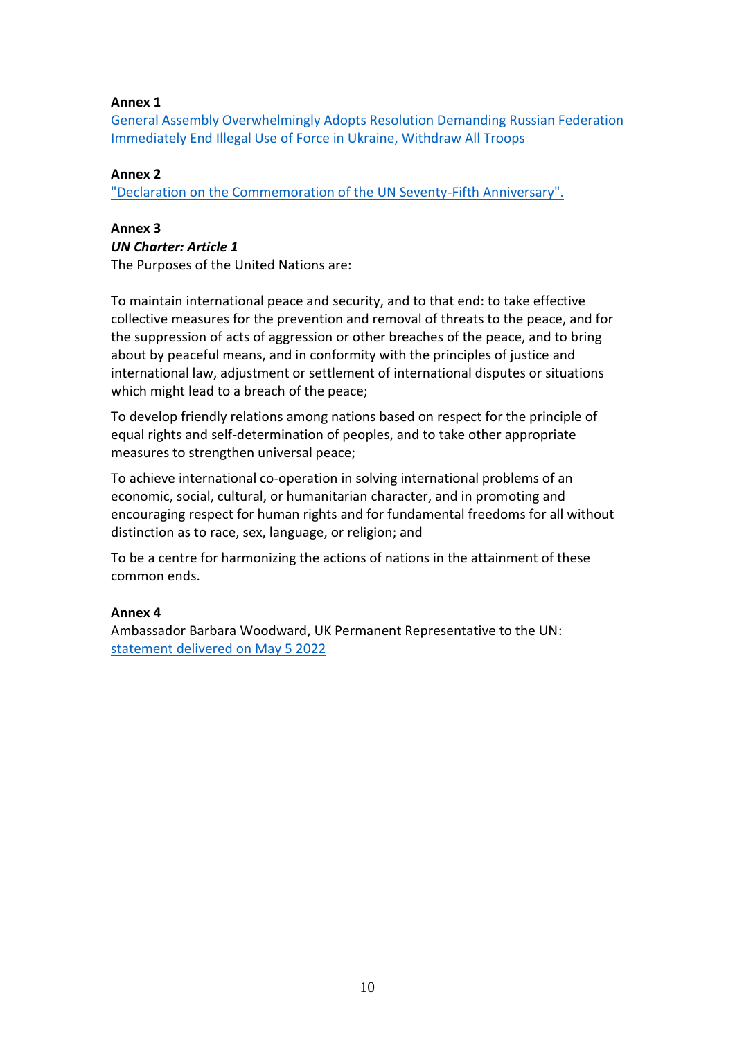**Annex 1**

General Assembly Overwhelmingly Adopts Resolution Demanding Russian Federation Immediately End Illegal Use of Force in Ukraine, Withdraw All Troops

**Annex 2**

"Declaration on the Commemoration of the UN Seventy-Fifth Anniversary".

**Annex 3**

***UN Charter: Article 1***

The Purposes of the United Nations are:

To maintain international peace and security, and to that end: to take effective collective measures for the prevention and removal of threats to the peace, and for the suppression of acts of aggression or other breaches of the peace, and to bring about by peaceful means, and in conformity with the principles of justice and international law, adjustment or settlement of international disputes or situations which might lead to a breach of the peace;

To develop friendly relations among nations based on respect for the principle of equal rights and self-determination of peoples, and to take other appropriate measures to strengthen universal peace;

To achieve international co-operation in solving international problems of an economic, social, cultural, or humanitarian character, and in promoting and encouraging respect for human rights and for fundamental freedoms for all without distinction as to race, sex, language, or religion; and

To be a centre for harmonizing the actions of nations in the attainment of these common ends.

**Annex 4**

Ambassador Barbara Woodward, UK Permanent Representative to the UN: statement delivered on May 5 2022